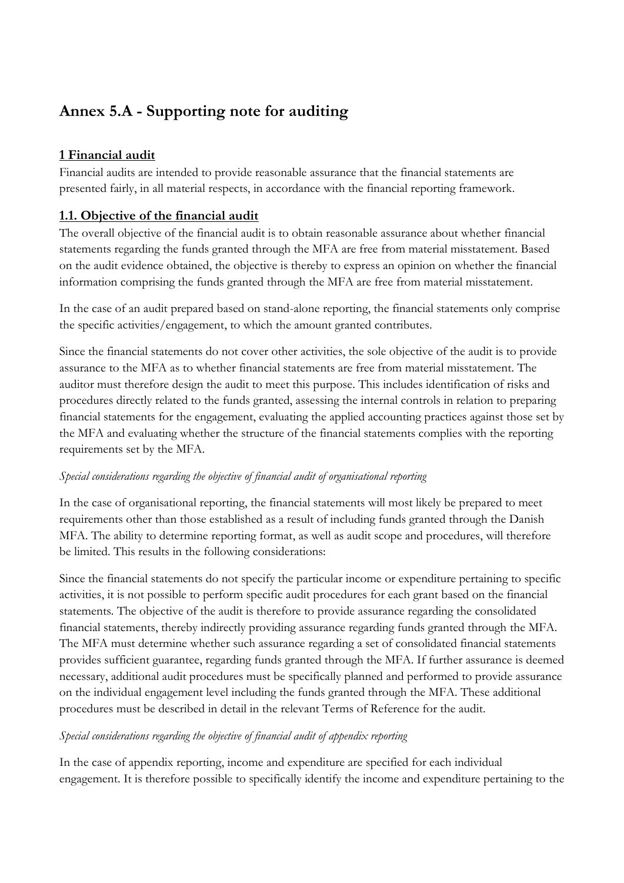# Annex 5.A - Supporting note for auditing

## 1 Financial audit

Financial audits are intended to provide reasonable assurance that the financial statements are presented fairly, in all material respects, in accordance with the financial reporting framework.

## 1.1. Objective of the financial audit

The overall objective of the financial audit is to obtain reasonable assurance about whether financial statements regarding the funds granted through the MFA are free from material misstatement. Based on the audit evidence obtained, the objective is thereby to express an opinion on whether the financial information comprising the funds granted through the MFA are free from material misstatement.

In the case of an audit prepared based on stand-alone reporting, the financial statements only comprise the specific activities/engagement, to which the amount granted contributes.

Since the financial statements do not cover other activities, the sole objective of the audit is to provide assurance to the MFA as to whether financial statements are free from material misstatement. The auditor must therefore design the audit to meet this purpose. This includes identification of risks and procedures directly related to the funds granted, assessing the internal controls in relation to preparing financial statements for the engagement, evaluating the applied accounting practices against those set by the MFA and evaluating whether the structure of the financial statements complies with the reporting requirements set by the MFA.

*Special considerations regarding the objective of financial audit of organisational reporting*

In the case of organisational reporting, the financial statements will most likely be prepared to meet requirements other than those established as a result of including funds granted through the Danish MFA. The ability to determine reporting format, as well as audit scope and procedures, will therefore be limited. This results in the following considerations:

Since the financial statements do not specify the particular income or expenditure pertaining to specific activities, it is not possible to perform specific audit procedures for each grant based on the financial statements. The objective of the audit is therefore to provide assurance regarding the consolidated financial statements, thereby indirectly providing assurance regarding funds granted through the MFA. The MFA must determine whether such assurance regarding a set of consolidated financial statements provides sufficient guarantee, regarding funds granted through the MFA. If further assurance is deemed necessary, additional audit procedures must be specifically planned and performed to provide assurance on the individual engagement level including the funds granted through the MFA. These additional procedures must be described in detail in the relevant Terms of Reference for the audit.

*Special considerations regarding the objective of financial audit of appendix reporting*

In the case of appendix reporting, income and expenditure are specified for each individual engagement. It is therefore possible to specifically identify the income and expenditure pertaining to the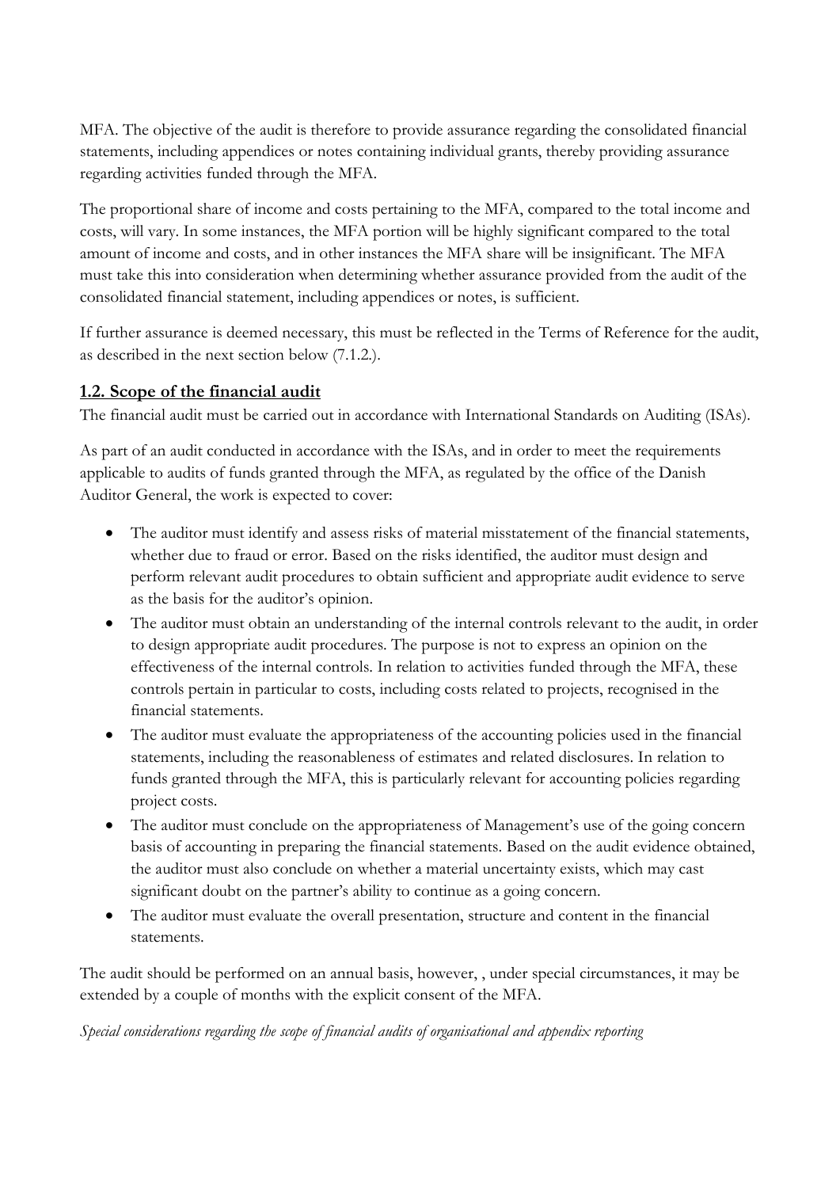MFA. The objective of the audit is therefore to provide assurance regarding the consolidated financial statements, including appendices or notes containing individual grants, thereby providing assurance regarding activities funded through the MFA.

The proportional share of income and costs pertaining to the MFA, compared to the total income and costs, will vary. In some instances, the MFA portion will be highly significant compared to the total amount of income and costs, and in other instances the MFA share will be insignificant. The MFA must take this into consideration when determining whether assurance provided from the audit of the consolidated financial statement, including appendices or notes, is sufficient.

If further assurance is deemed necessary, this must be reflected in the Terms of Reference for the audit, as described in the next section below (7.1.2.).

## 1.2. Scope of the financial audit

The financial audit must be carried out in accordance with International Standards on Auditing (ISAs).

As part of an audit conducted in accordance with the ISAs, and in order to meet the requirements applicable to audits of funds granted through the MFA, as regulated by the office of the Danish Auditor General, the work is expected to cover:

- The auditor must identify and assess risks of material misstatement of the financial statements, whether due to fraud or error. Based on the risks identified, the auditor must design and perform relevant audit procedures to obtain sufficient and appropriate audit evidence to serve as the basis for the auditor's opinion.
- The auditor must obtain an understanding of the internal controls relevant to the audit, in order to design appropriate audit procedures. The purpose is not to express an opinion on the effectiveness of the internal controls. In relation to activities funded through the MFA, these controls pertain in particular to costs, including costs related to projects, recognised in the financial statements.
- The auditor must evaluate the appropriateness of the accounting policies used in the financial statements, including the reasonableness of estimates and related disclosures. In relation to funds granted through the MFA, this is particularly relevant for accounting policies regarding project costs.
- The auditor must conclude on the appropriateness of Management's use of the going concern basis of accounting in preparing the financial statements. Based on the audit evidence obtained, the auditor must also conclude on whether a material uncertainty exists, which may cast significant doubt on the partner's ability to continue as a going concern.
- The auditor must evaluate the overall presentation, structure and content in the financial statements.

The audit should be performed on an annual basis, however, , under special circumstances, it may be extended by a couple of months with the explicit consent of the MFA.

*Special considerations regarding the scope of financial audits of organisational and appendix reporting*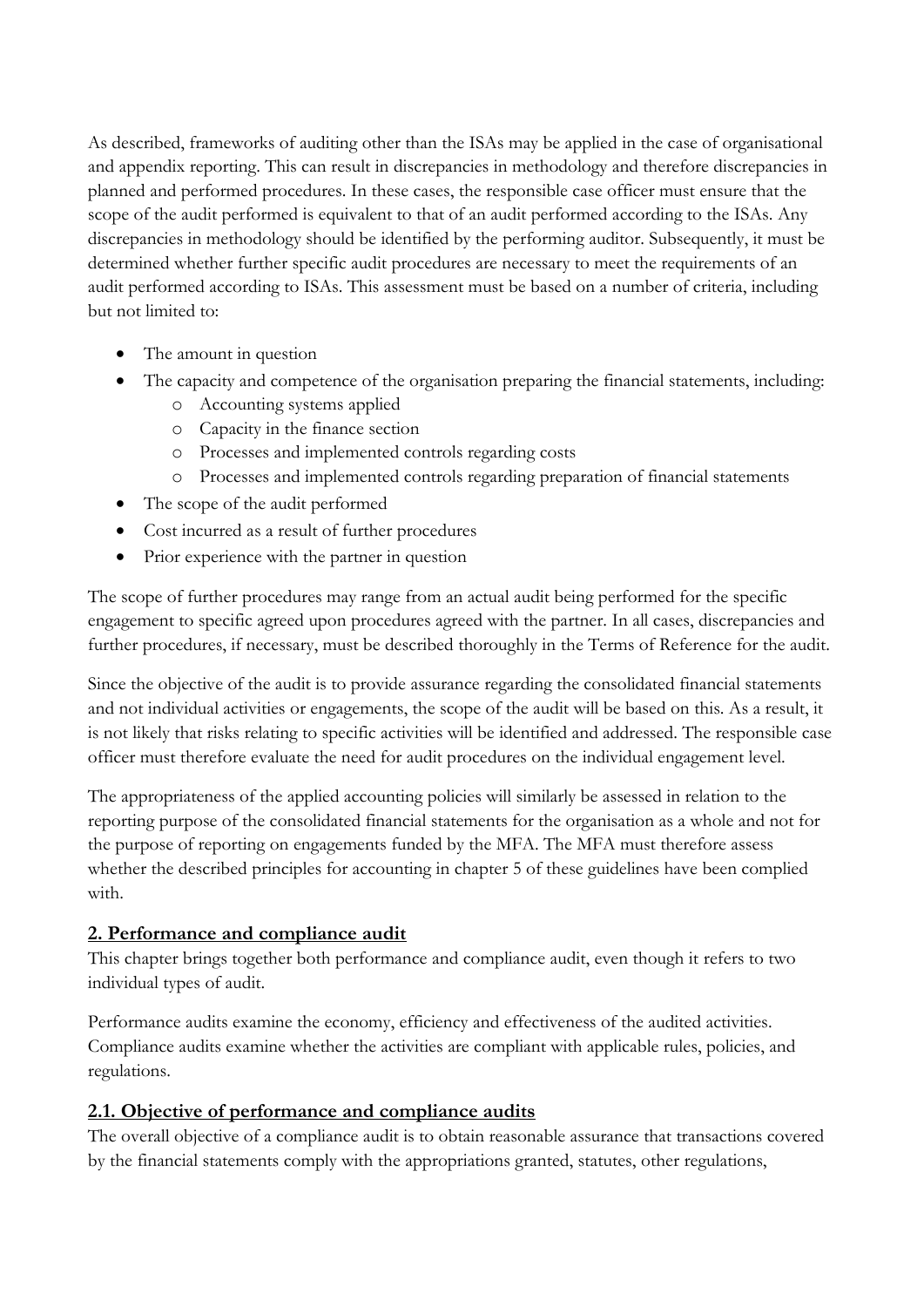As described, frameworks of auditing other than the ISAs may be applied in the case of organisational and appendix reporting. This can result in discrepancies in methodology and therefore discrepancies in planned and performed procedures. In these cases, the responsible case officer must ensure that the scope of the audit performed is equivalent to that of an audit performed according to the ISAs. Any discrepancies in methodology should be identified by the performing auditor. Subsequently, it must be determined whether further specific audit procedures are necessary to meet the requirements of an audit performed according to ISAs. This assessment must be based on a number of criteria, including but not limited to:

- The amount in question
- The capacity and competence of the organisation preparing the financial statements, including:
  - Accounting systems applied
  - Capacity in the finance section
  - Processes and implemented controls regarding costs
  - Processes and implemented controls regarding preparation of financial statements
- The scope of the audit performed
- Cost incurred as a result of further procedures
- Prior experience with the partner in question

The scope of further procedures may range from an actual audit being performed for the specific engagement to specific agreed upon procedures agreed with the partner. In all cases, discrepancies and further procedures, if necessary, must be described thoroughly in the Terms of Reference for the audit.

Since the objective of the audit is to provide assurance regarding the consolidated financial statements and not individual activities or engagements, the scope of the audit will be based on this. As a result, it is not likely that risks relating to specific activities will be identified and addressed. The responsible case officer must therefore evaluate the need for audit procedures on the individual engagement level.

The appropriateness of the applied accounting policies will similarly be assessed in relation to the reporting purpose of the consolidated financial statements for the organisation as a whole and not for the purpose of reporting on engagements funded by the MFA. The MFA must therefore assess whether the described principles for accounting in chapter 5 of these guidelines have been complied with.

## 2. Performance and compliance audit

This chapter brings together both performance and compliance audit, even though it refers to two individual types of audit.

Performance audits examine the economy, efficiency and effectiveness of the audited activities. Compliance audits examine whether the activities are compliant with applicable rules, policies, and regulations.

### 2.1. Objective of performance and compliance audits

The overall objective of a compliance audit is to obtain reasonable assurance that transactions covered by the financial statements comply with the appropriations granted, statutes, other regulations,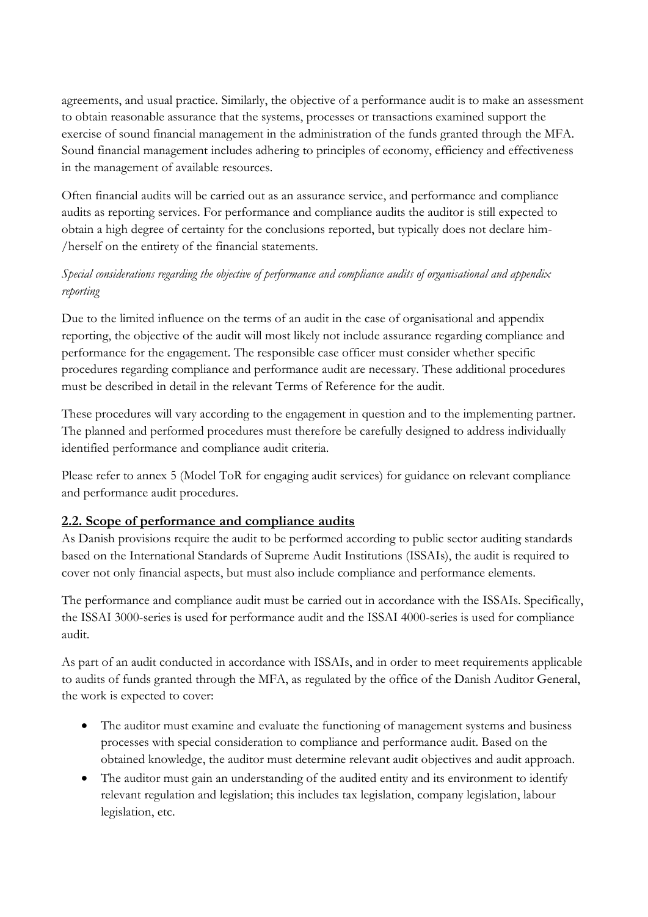agreements, and usual practice. Similarly, the objective of a performance audit is to make an assessment to obtain reasonable assurance that the systems, processes or transactions examined support the exercise of sound financial management in the administration of the funds granted through the MFA. Sound financial management includes adhering to principles of economy, efficiency and effectiveness in the management of available resources.

Often financial audits will be carried out as an assurance service, and performance and compliance audits as reporting services. For performance and compliance audits the auditor is still expected to obtain a high degree of certainty for the conclusions reported, but typically does not declare him-/herself on the entirety of the financial statements.

*Special considerations regarding the objective of performance and compliance audits of organisational and appendix reporting*

Due to the limited influence on the terms of an audit in the case of organisational and appendix reporting, the objective of the audit will most likely not include assurance regarding compliance and performance for the engagement. The responsible case officer must consider whether specific procedures regarding compliance and performance audit are necessary. These additional procedures must be described in detail in the relevant Terms of Reference for the audit.

These procedures will vary according to the engagement in question and to the implementing partner. The planned and performed procedures must therefore be carefully designed to address individually identified performance and compliance audit criteria.

Please refer to annex 5 (Model ToR for engaging audit services) for guidance on relevant compliance and performance audit procedures.

## 2.2. Scope of performance and compliance audits

As Danish provisions require the audit to be performed according to public sector auditing standards based on the International Standards of Supreme Audit Institutions (ISSAIs), the audit is required to cover not only financial aspects, but must also include compliance and performance elements.

The performance and compliance audit must be carried out in accordance with the ISSAIs. Specifically, the ISSAI 3000-series is used for performance audit and the ISSAI 4000-series is used for compliance audit.

As part of an audit conducted in accordance with ISSAIs, and in order to meet requirements applicable to audits of funds granted through the MFA, as regulated by the office of the Danish Auditor General, the work is expected to cover:

- The auditor must examine and evaluate the functioning of management systems and business processes with special consideration to compliance and performance audit. Based on the obtained knowledge, the auditor must determine relevant audit objectives and audit approach.
- The auditor must gain an understanding of the audited entity and its environment to identify relevant regulation and legislation; this includes tax legislation, company legislation, labour legislation, etc.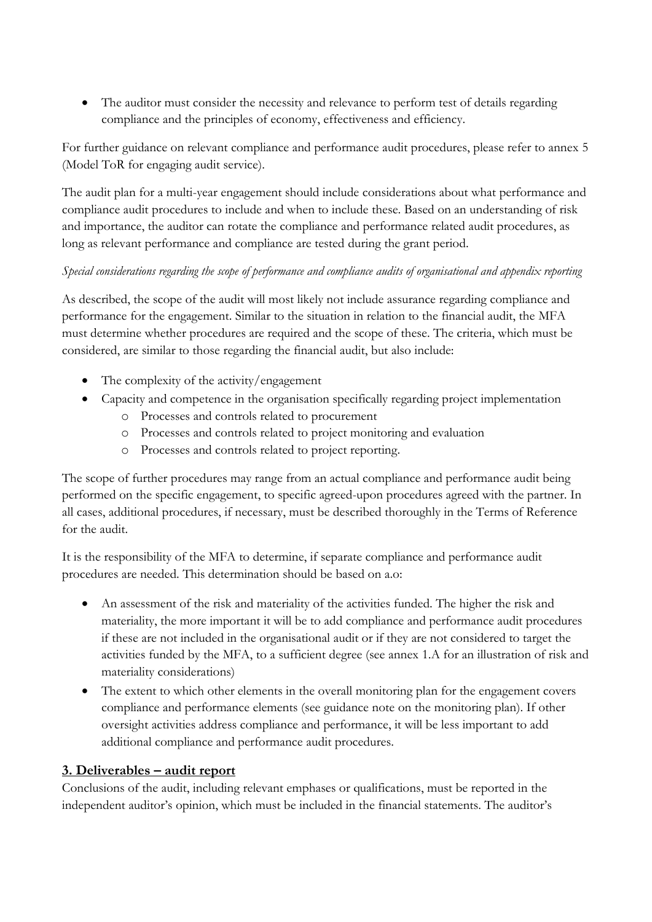- The auditor must consider the necessity and relevance to perform test of details regarding compliance and the principles of economy, effectiveness and efficiency.

For further guidance on relevant compliance and performance audit procedures, please refer to annex 5 (Model ToR for engaging audit service).

The audit plan for a multi-year engagement should include considerations about what performance and compliance audit procedures to include and when to include these. Based on an understanding of risk and importance, the auditor can rotate the compliance and performance related audit procedures, as long as relevant performance and compliance are tested during the grant period.

*Special considerations regarding the scope of performance and compliance audits of organisational and appendix reporting*

As described, the scope of the audit will most likely not include assurance regarding compliance and performance for the engagement. Similar to the situation in relation to the financial audit, the MFA must determine whether procedures are required and the scope of these. The criteria, which must be considered, are similar to those regarding the financial audit, but also include:

- The complexity of the activity/engagement
- Capacity and competence in the organisation specifically regarding project implementation
  - Processes and controls related to procurement
  - Processes and controls related to project monitoring and evaluation
  - Processes and controls related to project reporting.

The scope of further procedures may range from an actual compliance and performance audit being performed on the specific engagement, to specific agreed-upon procedures agreed with the partner. In all cases, additional procedures, if necessary, must be described thoroughly in the Terms of Reference for the audit.

It is the responsibility of the MFA to determine, if separate compliance and performance audit procedures are needed. This determination should be based on a.o:

- An assessment of the risk and materiality of the activities funded. The higher the risk and materiality, the more important it will be to add compliance and performance audit procedures if these are not included in the organisational audit or if they are not considered to target the activities funded by the MFA, to a sufficient degree (see annex 1.A for an illustration of risk and materiality considerations)
- The extent to which other elements in the overall monitoring plan for the engagement covers compliance and performance elements (see guidance note on the monitoring plan). If other oversight activities address compliance and performance, it will be less important to add additional compliance and performance audit procedures.

## 3. Deliverables – audit report

Conclusions of the audit, including relevant emphases or qualifications, must be reported in the independent auditor's opinion, which must be included in the financial statements. The auditor's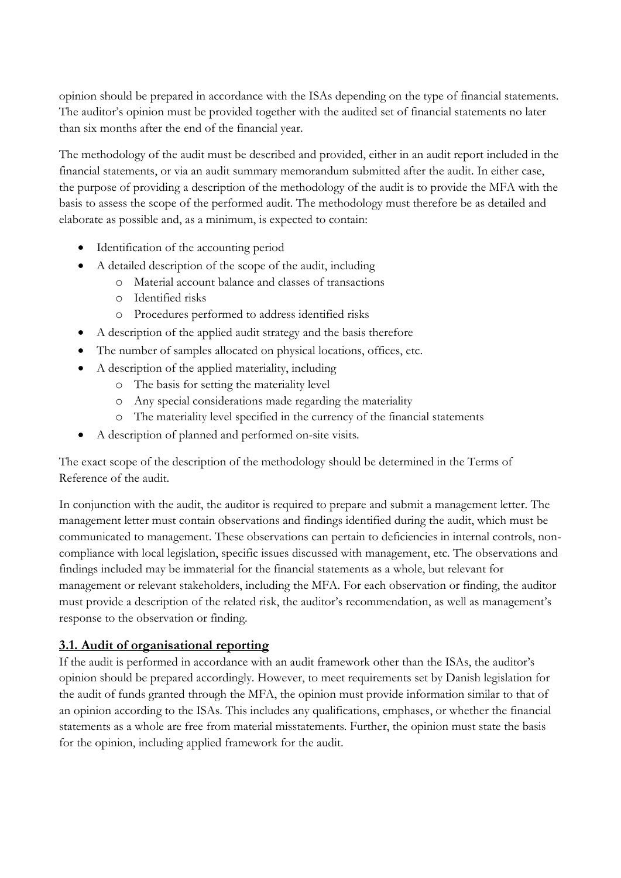opinion should be prepared in accordance with the ISAs depending on the type of financial statements. The auditor's opinion must be provided together with the audited set of financial statements no later than six months after the end of the financial year.

The methodology of the audit must be described and provided, either in an audit report included in the financial statements, or via an audit summary memorandum submitted after the audit. In either case, the purpose of providing a description of the methodology of the audit is to provide the MFA with the basis to assess the scope of the performed audit. The methodology must therefore be as detailed and elaborate as possible and, as a minimum, is expected to contain:

- Identification of the accounting period
- A detailed description of the scope of the audit, including
  - Material account balance and classes of transactions
  - Identified risks
  - Procedures performed to address identified risks
- A description of the applied audit strategy and the basis therefore
- The number of samples allocated on physical locations, offices, etc.
- A description of the applied materiality, including
  - The basis for setting the materiality level
  - Any special considerations made regarding the materiality
  - The materiality level specified in the currency of the financial statements
- A description of planned and performed on-site visits.

The exact scope of the description of the methodology should be determined in the Terms of Reference of the audit.

In conjunction with the audit, the auditor is required to prepare and submit a management letter. The management letter must contain observations and findings identified during the audit, which must be communicated to management. These observations can pertain to deficiencies in internal controls, non-compliance with local legislation, specific issues discussed with management, etc. The observations and findings included may be immaterial for the financial statements as a whole, but relevant for management or relevant stakeholders, including the MFA. For each observation or finding, the auditor must provide a description of the related risk, the auditor's recommendation, as well as management's response to the observation or finding.

## 3.1. Audit of organisational reporting

If the audit is performed in accordance with an audit framework other than the ISAs, the auditor's opinion should be prepared accordingly. However, to meet requirements set by Danish legislation for the audit of funds granted through the MFA, the opinion must provide information similar to that of an opinion according to the ISAs. This includes any qualifications, emphases, or whether the financial statements as a whole are free from material misstatements. Further, the opinion must state the basis for the opinion, including applied framework for the audit.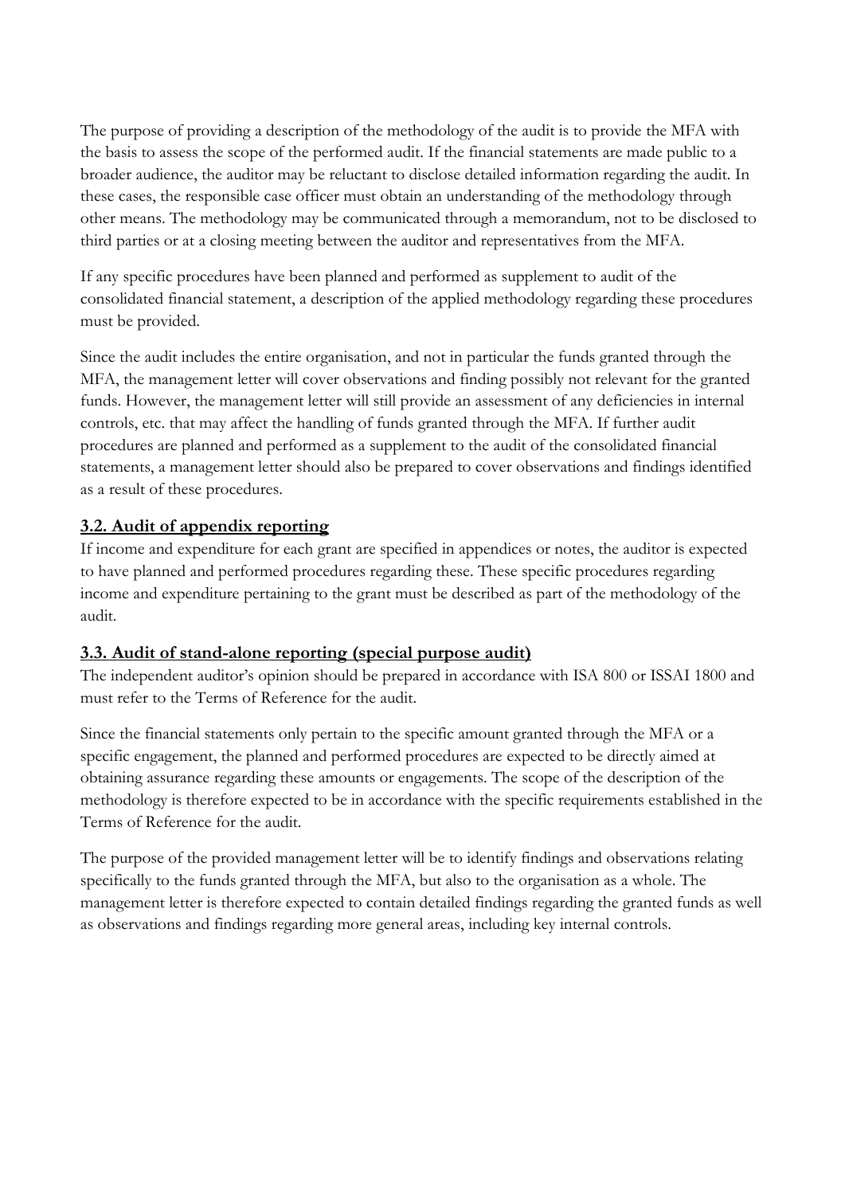The purpose of providing a description of the methodology of the audit is to provide the MFA with the basis to assess the scope of the performed audit. If the financial statements are made public to a broader audience, the auditor may be reluctant to disclose detailed information regarding the audit. In these cases, the responsible case officer must obtain an understanding of the methodology through other means. The methodology may be communicated through a memorandum, not to be disclosed to third parties or at a closing meeting between the auditor and representatives from the MFA.

If any specific procedures have been planned and performed as supplement to audit of the consolidated financial statement, a description of the applied methodology regarding these procedures must be provided.

Since the audit includes the entire organisation, and not in particular the funds granted through the MFA, the management letter will cover observations and finding possibly not relevant for the granted funds. However, the management letter will still provide an assessment of any deficiencies in internal controls, etc. that may affect the handling of funds granted through the MFA. If further audit procedures are planned and performed as a supplement to the audit of the consolidated financial statements, a management letter should also be prepared to cover observations and findings identified as a result of these procedures.

### 3.2. Audit of appendix reporting

If income and expenditure for each grant are specified in appendices or notes, the auditor is expected to have planned and performed procedures regarding these. These specific procedures regarding income and expenditure pertaining to the grant must be described as part of the methodology of the audit.

### 3.3. Audit of stand-alone reporting (special purpose audit)

The independent auditor's opinion should be prepared in accordance with ISA 800 or ISSAI 1800 and must refer to the Terms of Reference for the audit.

Since the financial statements only pertain to the specific amount granted through the MFA or a specific engagement, the planned and performed procedures are expected to be directly aimed at obtaining assurance regarding these amounts or engagements. The scope of the description of the methodology is therefore expected to be in accordance with the specific requirements established in the Terms of Reference for the audit.

The purpose of the provided management letter will be to identify findings and observations relating specifically to the funds granted through the MFA, but also to the organisation as a whole. The management letter is therefore expected to contain detailed findings regarding the granted funds as well as observations and findings regarding more general areas, including key internal controls.